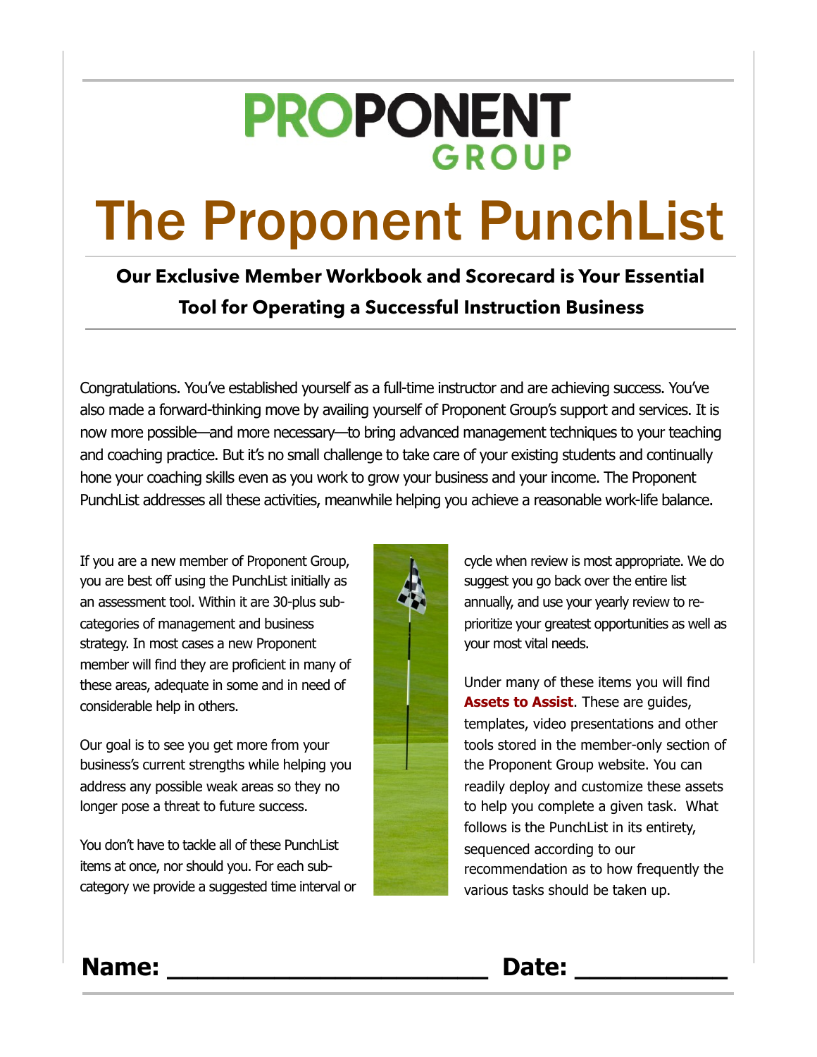# PROPONENT GROUP

# The Proponent PunchList

**Our Exclusive Member Workbook and Scorecard is Your Essential Tool for Operating a Successful Instruction Business**

Congratulations. You've established yourself as a full-time instructor and are achieving success. You've also made a forward-thinking move by availing yourself of Proponent Group's support and services. It is now more possible—and more necessary—to bring advanced management techniques to your teaching and coaching practice. But it's no small challenge to take care of your existing students and continually hone your coaching skills even as you work to grow your business and your income. The Proponent PunchList addresses all these activities, meanwhile helping you achieve a reasonable work-life balance.

If you are a new member of Proponent Group, you are best off using the PunchList initially as an assessment tool. Within it are 30-plus sub-categories of management and business strategy. In most cases a new Proponent member will find they are proficient in many of these areas, adequate in some and in need of considerable help in others.

Our goal is to see you get more from your business's current strengths while helping you address any possible weak areas so they no longer pose a threat to future success.

You don't have to tackle all of these PunchList items at once, nor should you. For each sub-category we provide a suggested time interval or cycle when review is most appropriate. We do suggest you go back over the entire list annually, and use your yearly review to re-prioritize your greatest opportunities as well as your most vital needs.

Under many of these items you will find **Assets to Assist**. These are guides, templates, video presentations and other tools stored in the member-only section of the Proponent Group website. You can readily deploy and customize these assets to help you complete a given task. What follows is the PunchList in its entirety, sequenced according to our recommendation as to how frequently the various tasks should be taken up.

**Name: ______________________ Date: __________**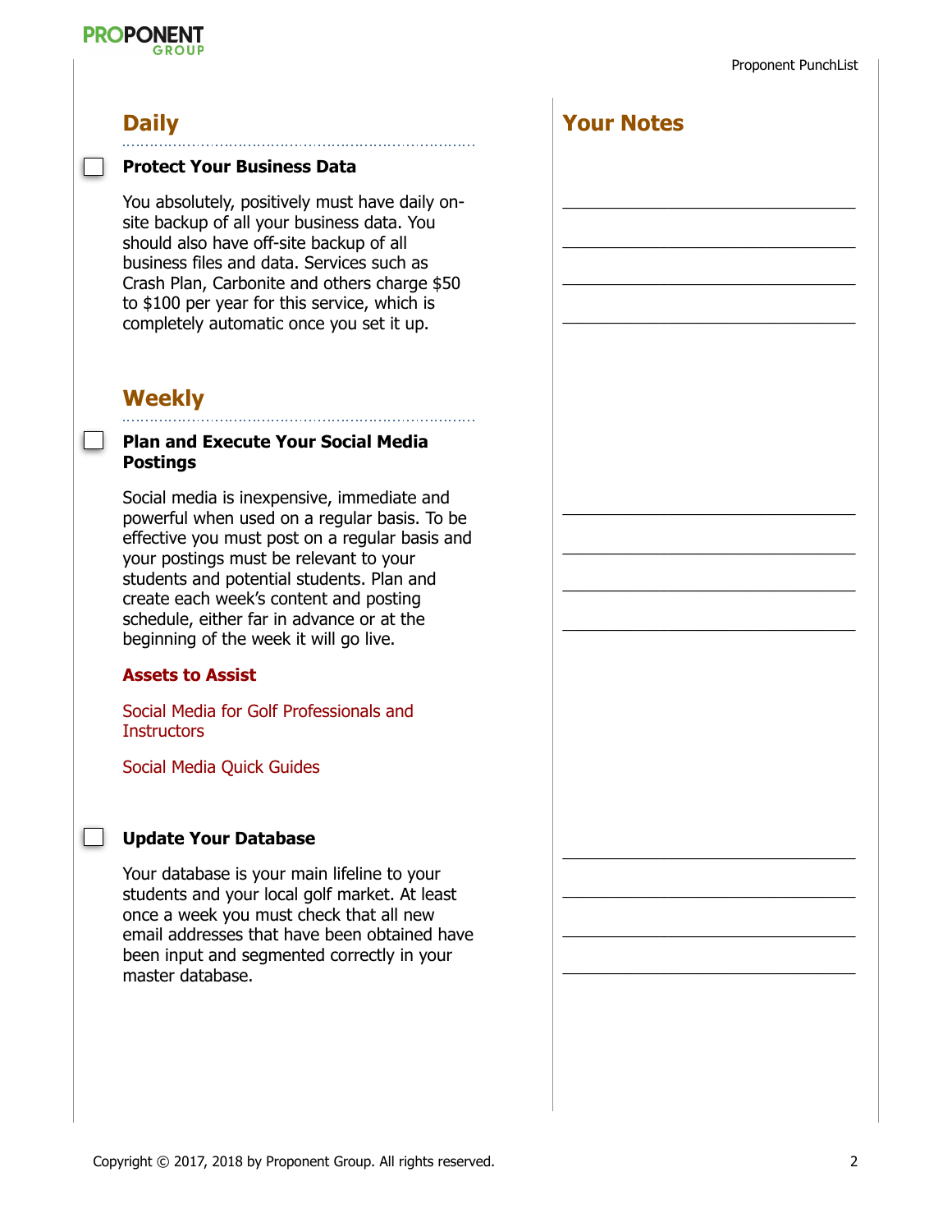## Daily

- [ ] **Protect Your Business Data**

You absolutely, positively must have daily on-site backup of all your business data. You should also have off-site backup of all business files and data. Services such as Crash Plan, Carbonite and others charge $50 to $100 per year for this service, which is completely automatic once you set it up.

## Weekly

- [ ] **Plan and Execute Your Social Media Postings**

Social media is inexpensive, immediate and powerful when used on a regular basis. To be effective you must post on a regular basis and your postings must be relevant to your students and potential students. Plan and create each week's content and posting schedule, either far in advance or at the beginning of the week it will go live.

**Assets to Assist**

Social Media for Golf Professionals and Instructors

Social Media Quick Guides

- [ ] **Update Your Database**

Your database is your main lifeline to your students and your local golf market. At least once a week you must check that all new email addresses that have been obtained have been input and segmented correctly in your master database.

## Your Notes

\_\_\_\_\_\_\_\_\_\_\_\_\_\_\_\_\_\_\_\_\_\_\_\_\_\_\_\_\_\_\_\_

\_\_\_\_\_\_\_\_\_\_\_\_\_\_\_\_\_\_\_\_\_\_\_\_\_\_\_\_\_\_\_\_

\_\_\_\_\_\_\_\_\_\_\_\_\_\_\_\_\_\_\_\_\_\_\_\_\_\_\_\_\_\_\_\_

\_\_\_\_\_\_\_\_\_\_\_\_\_\_\_\_\_\_\_\_\_\_\_\_\_\_\_\_\_\_\_\_

\_\_\_\_\_\_\_\_\_\_\_\_\_\_\_\_\_\_\_\_\_\_\_\_\_\_\_\_\_\_\_\_

\_\_\_\_\_\_\_\_\_\_\_\_\_\_\_\_\_\_\_\_\_\_\_\_\_\_\_\_\_\_\_\_

\_\_\_\_\_\_\_\_\_\_\_\_\_\_\_\_\_\_\_\_\_\_\_\_\_\_\_\_\_\_\_\_

\_\_\_\_\_\_\_\_\_\_\_\_\_\_\_\_\_\_\_\_\_\_\_\_\_\_\_\_\_\_\_\_

\_\_\_\_\_\_\_\_\_\_\_\_\_\_\_\_\_\_\_\_\_\_\_\_\_\_\_\_\_\_\_\_

\_\_\_\_\_\_\_\_\_\_\_\_\_\_\_\_\_\_\_\_\_\_\_\_\_\_\_\_\_\_\_\_

\_\_\_\_\_\_\_\_\_\_\_\_\_\_\_\_\_\_\_\_\_\_\_\_\_\_\_\_\_\_\_\_

\_\_\_\_\_\_\_\_\_\_\_\_\_\_\_\_\_\_\_\_\_\_\_\_\_\_\_\_\_\_\_\_

Copyright © 2017, 2018 by Proponent Group. All rights reserved.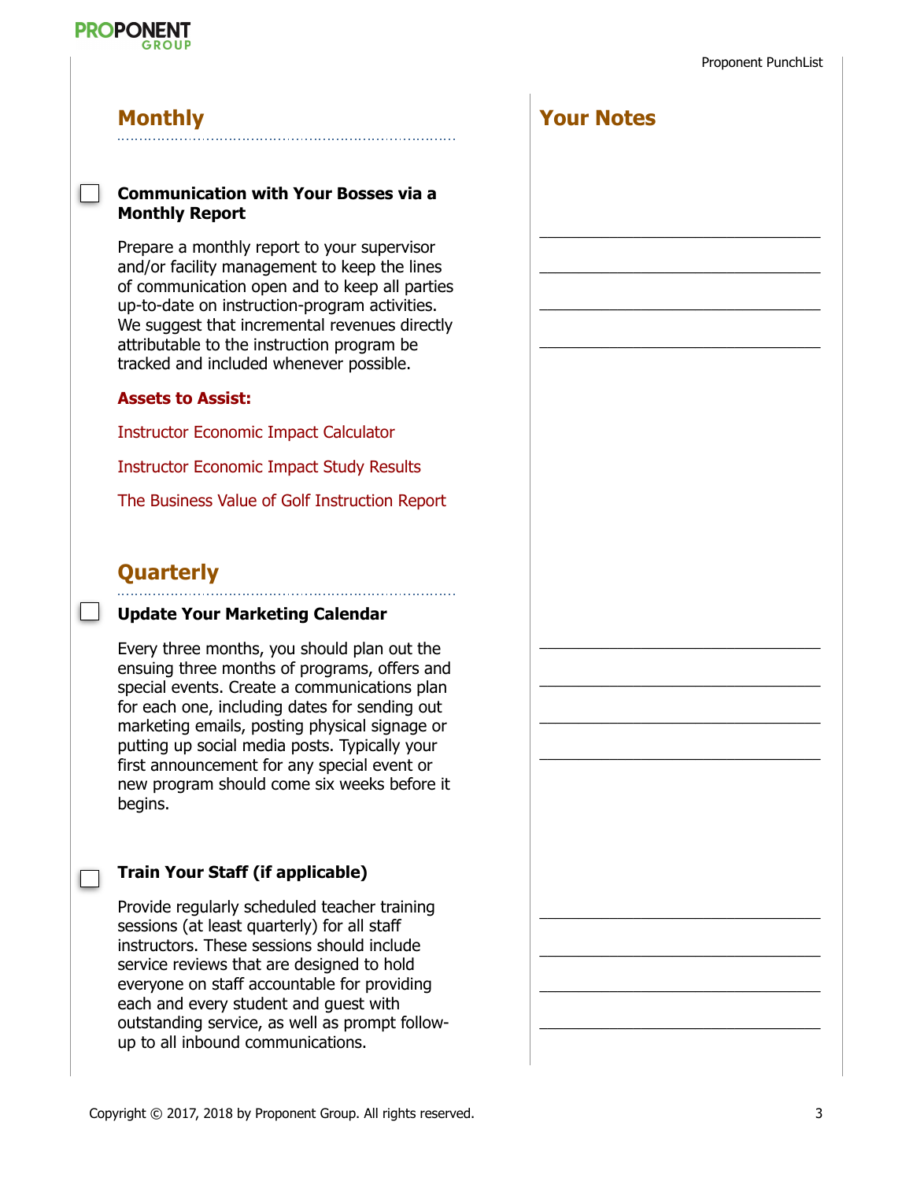## Monthly

- [ ] **Communication with Your Bosses via a Monthly Report**

Prepare a monthly report to your supervisor and/or facility management to keep the lines of communication open and to keep all parties up-to-date on instruction-program activities. We suggest that incremental revenues directly attributable to the instruction program be tracked and included whenever possible.

**Assets to Assist:**

Instructor Economic Impact Calculator

Instructor Economic Impact Study Results

The Business Value of Golf Instruction Report

## Quarterly

- [ ] **Update Your Marketing Calendar**

Every three months, you should plan out the ensuing three months of programs, offers and special events. Create a communications plan for each one, including dates for sending out marketing emails, posting physical signage or putting up social media posts. Typically your first announcement for any special event or new program should come six weeks before it begins.

- [ ] **Train Your Staff (if applicable)**

Provide regularly scheduled teacher training sessions (at least quarterly) for all staff instructors. These sessions should include service reviews that are designed to hold everyone on staff accountable for providing each and every student and guest with outstanding service, as well as prompt follow-up to all inbound communications.

## Your Notes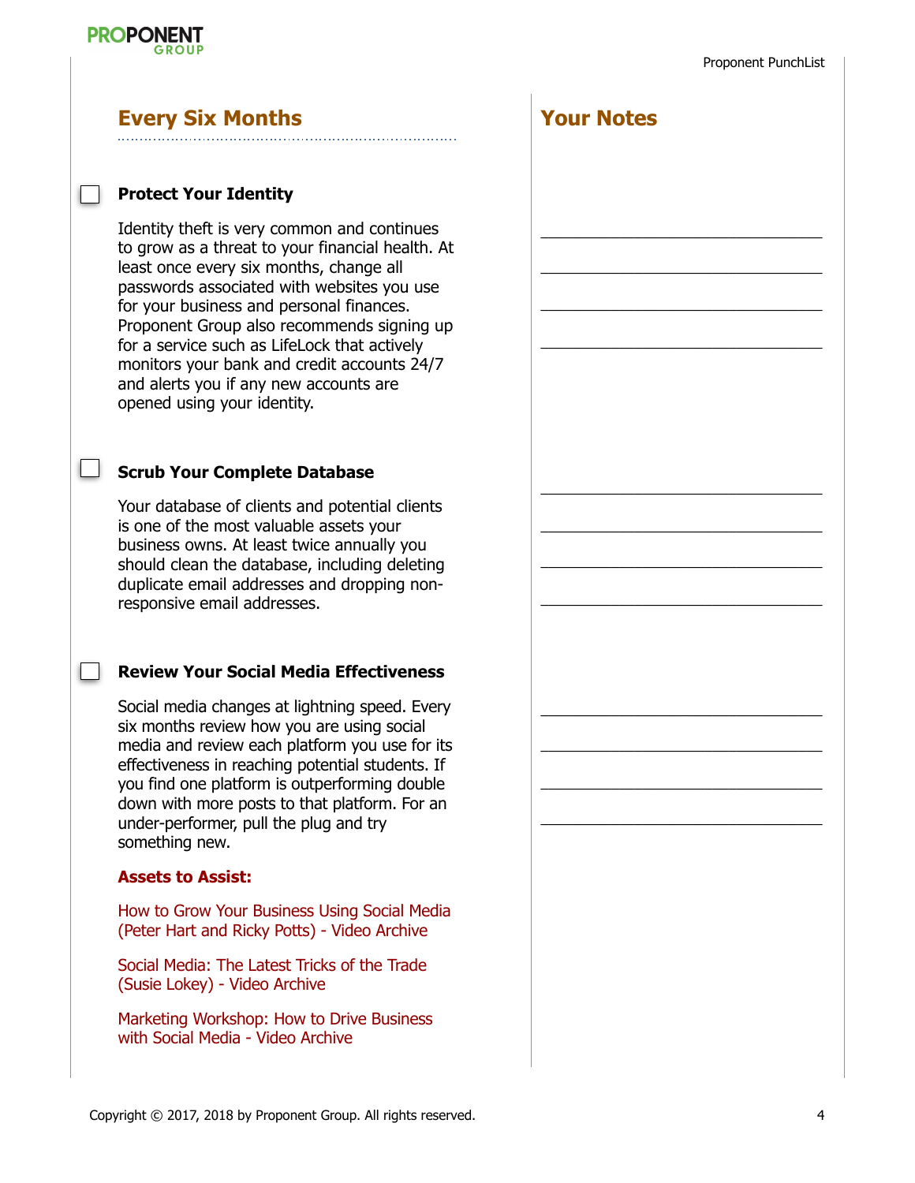## Every Six Months

- [ ] **Protect Your Identity**

Identity theft is very common and continues to grow as a threat to your financial health. At least once every six months, change all passwords associated with websites you use for your business and personal finances. Proponent Group also recommends signing up for a service such as LifeLock that actively monitors your bank and credit accounts 24/7 and alerts you if any new accounts are opened using your identity.

- [ ] **Scrub Your Complete Database**

Your database of clients and potential clients is one of the most valuable assets your business owns. At least twice annually you should clean the database, including deleting duplicate email addresses and dropping non-responsive email addresses.

- [ ] **Review Your Social Media Effectiveness**

Social media changes at lightning speed. Every six months review how you are using social media and review each platform you use for its effectiveness in reaching potential students. If you find one platform is outperforming double down with more posts to that platform. For an under-performer, pull the plug and try something new.

**Assets to Assist:**

How to Grow Your Business Using Social Media (Peter Hart and Ricky Potts) - Video Archive

Social Media: The Latest Tricks of the Trade (Susie Lokey) - Video Archive

Marketing Workshop: How to Drive Business with Social Media - Video Archive

## Your Notes

Copyright © 2017, 2018 by Proponent Group. All rights reserved.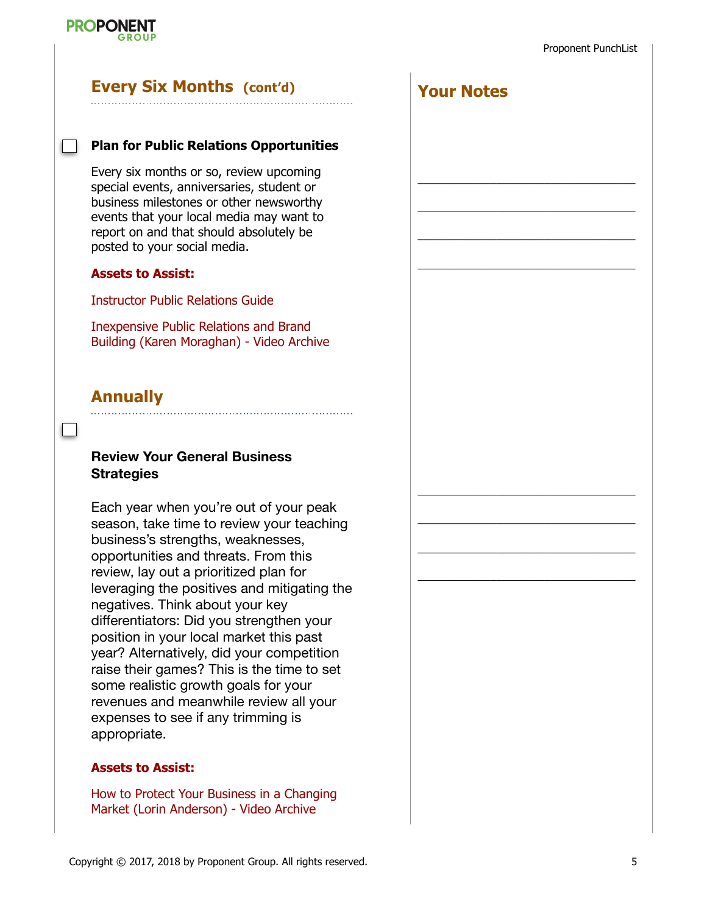## Every Six Months (cont'd)

- [ ] **Plan for Public Relations Opportunities**

Every six months or so, review upcoming special events, anniversaries, student or business milestones or other newsworthy events that your local media may want to report on and that should absolutely be posted to your social media.

**Assets to Assist:**

Instructor Public Relations Guide

Inexpensive Public Relations and Brand Building (Karen Moraghan) - Video Archive

## Annually

- [ ] **Review Your General Business Strategies**

Each year when you're out of your peak season, take time to review your teaching business's strengths, weaknesses, opportunities and threats. From this review, lay out a prioritized plan for leveraging the positives and mitigating the negatives. Think about your key differentiators: Did you strengthen your position in your local market this past year? Alternatively, did your competition raise their games? This is the time to set some realistic growth goals for your revenues and meanwhile review all your expenses to see if any trimming is appropriate.

**Assets to Assist:**

How to Protect Your Business in a Changing Market (Lorin Anderson) - Video Archive

## Your Notes

______________________________

______________________________

______________________________

______________________________

______________________________

______________________________

______________________________

______________________________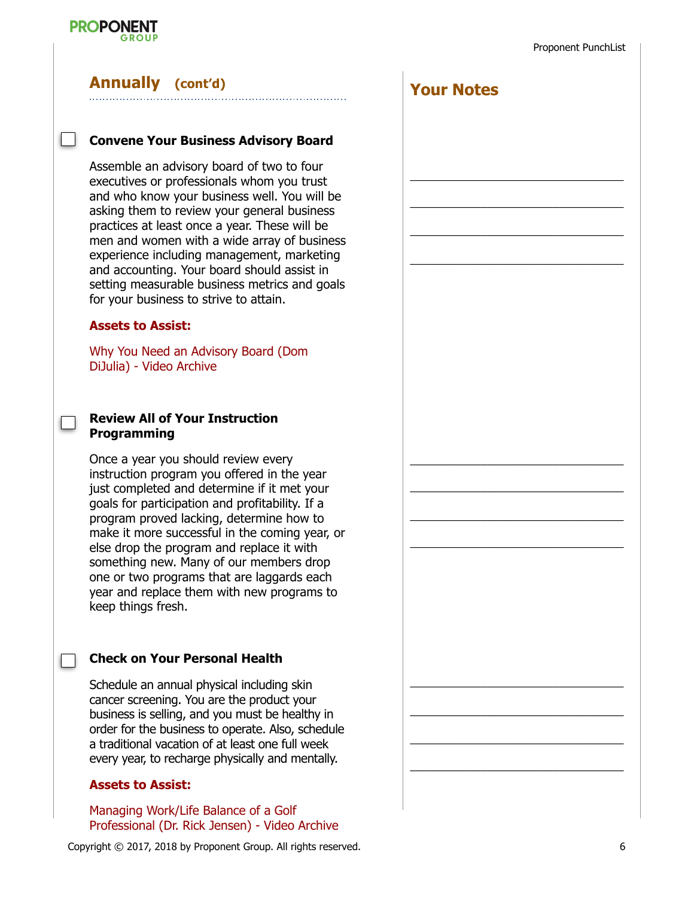## Annually (cont'd)

- [ ] **Convene Your Business Advisory Board**

Assemble an advisory board of two to four executives or professionals whom you trust and who know your business well. You will be asking them to review your general business practices at least once a year. These will be men and women with a wide array of business experience including management, marketing and accounting. Your board should assist in setting measurable business metrics and goals for your business to strive to attain.

**Assets to Assist:**

Why You Need an Advisory Board (Dom DiJulia) - Video Archive

- [ ] **Review All of Your Instruction Programming**

Once a year you should review every instruction program you offered in the year just completed and determine if it met your goals for participation and profitability. If a program proved lacking, determine how to make it more successful in the coming year, or else drop the program and replace it with something new. Many of our members drop one or two programs that are laggards each year and replace them with new programs to keep things fresh.

- [ ] **Check on Your Personal Health**

Schedule an annual physical including skin cancer screening. You are the product your business is selling, and you must be healthy in order for the business to operate. Also, schedule a traditional vacation of at least one full week every year, to recharge physically and mentally.

**Assets to Assist:**

Managing Work/Life Balance of a Golf Professional (Dr. Rick Jensen) - Video Archive

## Your Notes

Copyright © 2017, 2018 by Proponent Group. All rights reserved.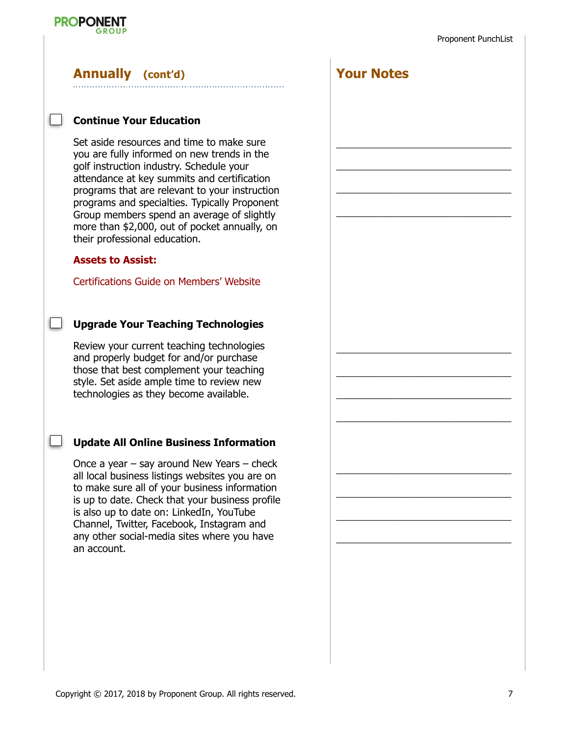## Annually (cont'd)

- [ ] **Continue Your Education**

Set aside resources and time to make sure you are fully informed on new trends in the golf instruction industry. Schedule your attendance at key summits and certification programs that are relevant to your instruction programs and specialties. Typically Proponent Group members spend an average of slightly more than $2,000, out of pocket annually, on their professional education.

**Assets to Assist:**

Certifications Guide on Members' Website

- [ ] **Upgrade Your Teaching Technologies**

Review your current teaching technologies and properly budget for and/or purchase those that best complement your teaching style. Set aside ample time to review new technologies as they become available.

- [ ] **Update All Online Business Information**

Once a year – say around New Years – check all local business listings websites you are on to make sure all of your business information is up to date. Check that your business profile is also up to date on: LinkedIn, YouTube Channel, Twitter, Facebook, Instagram and any other social-media sites where you have an account.

## Your Notes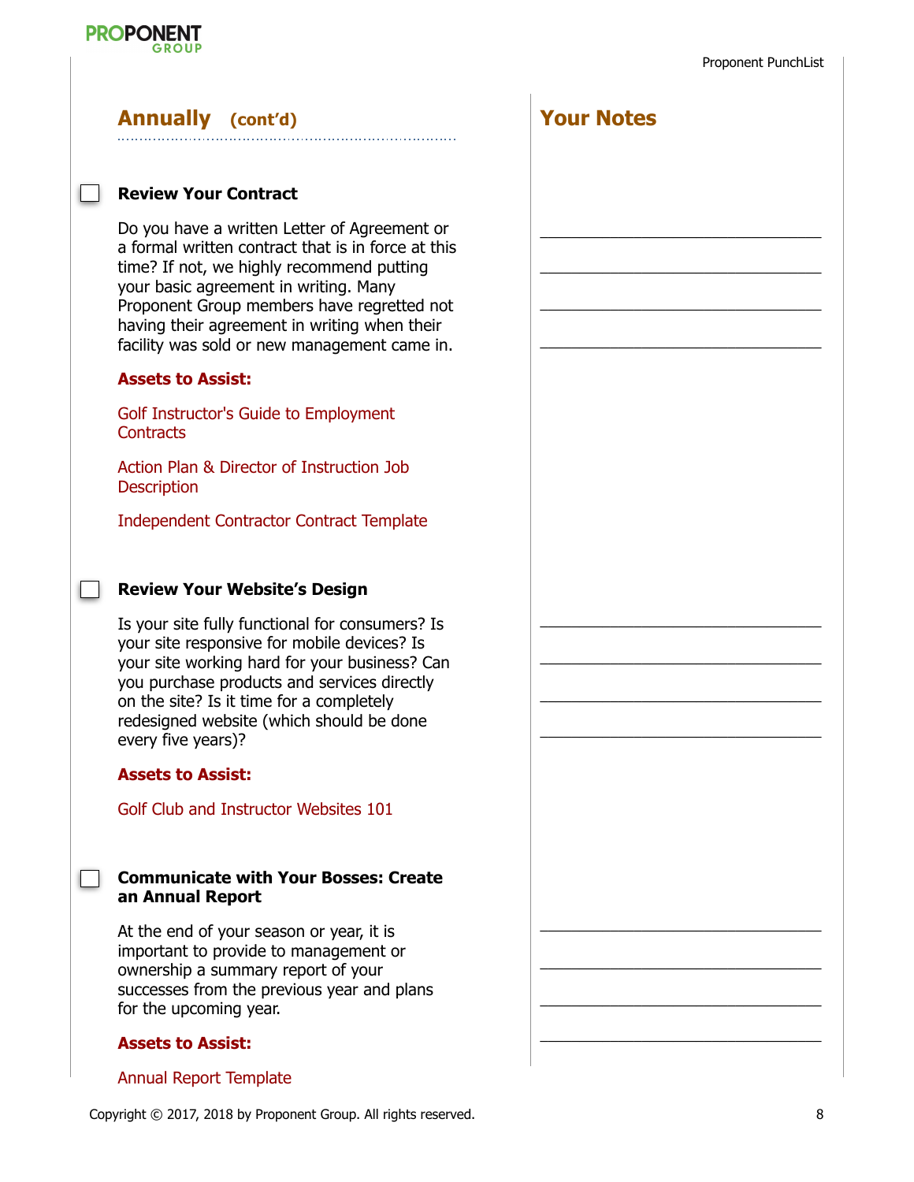## Annually (cont'd)

- [ ] **Review Your Contract**

Do you have a written Letter of Agreement or a formal written contract that is in force at this time? If not, we highly recommend putting your basic agreement in writing. Many Proponent Group members have regretted not having their agreement in writing when their facility was sold or new management came in.

**Assets to Assist:**

Golf Instructor's Guide to Employment Contracts

Action Plan & Director of Instruction Job Description

Independent Contractor Contract Template

- [ ] **Review Your Website's Design**

Is your site fully functional for consumers? Is your site responsive for mobile devices? Is your site working hard for your business? Can you purchase products and services directly on the site? Is it time for a completely redesigned website (which should be done every five years)?

**Assets to Assist:**

Golf Club and Instructor Websites 101

- [ ] **Communicate with Your Bosses: Create an Annual Report**

At the end of your season or year, it is important to provide to management or ownership a summary report of your successes from the previous year and plans for the upcoming year.

**Assets to Assist:**

Annual Report Template

## Your Notes

Copyright © 2017, 2018 by Proponent Group. All rights reserved.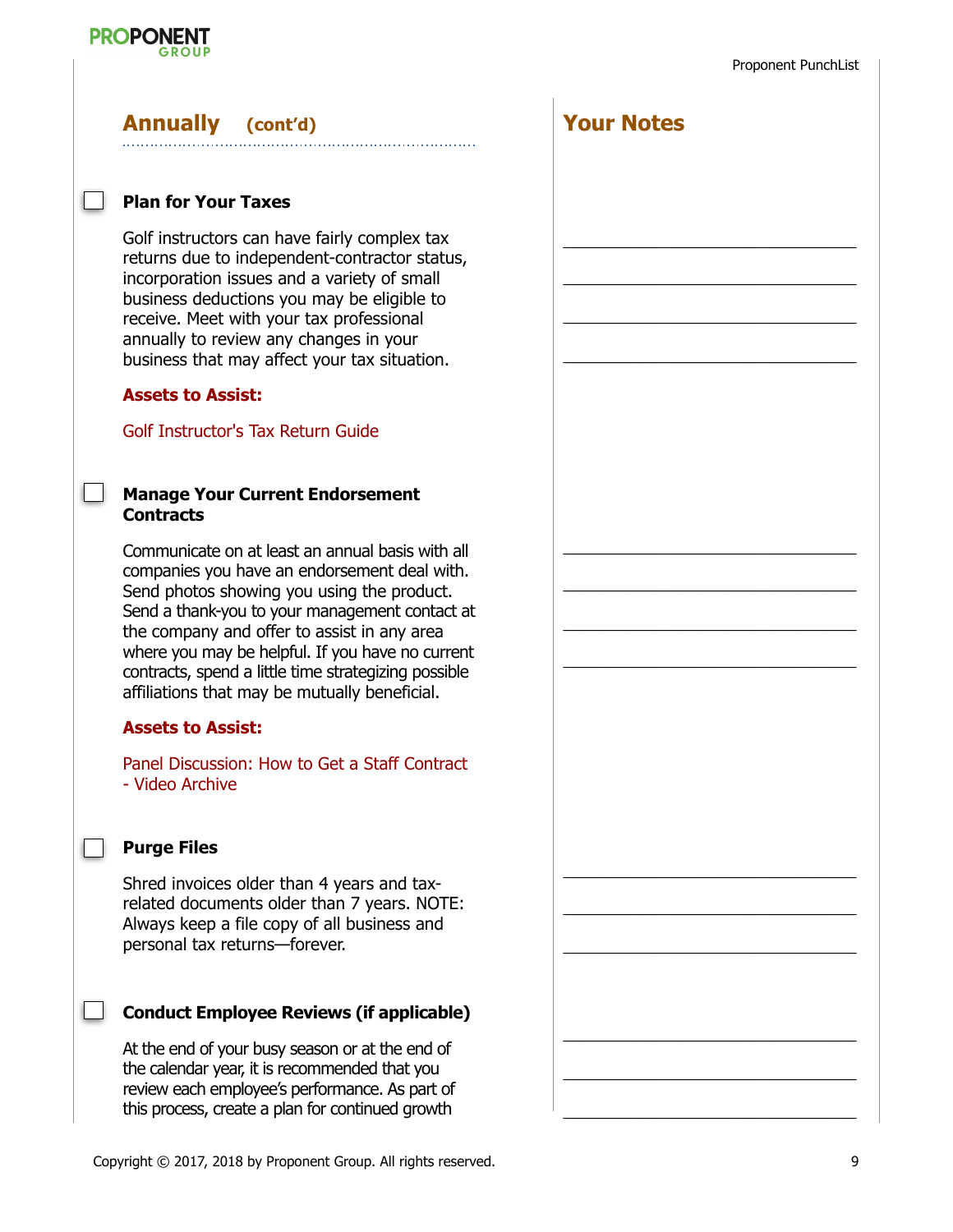## Annually (cont'd)

### Plan for Your Taxes

Golf instructors can have fairly complex tax returns due to independent-contractor status, incorporation issues and a variety of small business deductions you may be eligible to receive. Meet with your tax professional annually to review any changes in your business that may affect your tax situation.

**Assets to Assist:**

Golf Instructor's Tax Return Guide

### Manage Your Current Endorsement Contracts

Communicate on at least an annual basis with all companies you have an endorsement deal with. Send photos showing you using the product. Send a thank-you to your management contact at the company and offer to assist in any area where you may be helpful. If you have no current contracts, spend a little time strategizing possible affiliations that may be mutually beneficial.

**Assets to Assist:**

Panel Discussion: How to Get a Staff Contract - Video Archive

### Purge Files

Shred invoices older than 4 years and tax-related documents older than 7 years. NOTE: Always keep a file copy of all business and personal tax returns—forever.

### Conduct Employee Reviews (if applicable)

At the end of your busy season or at the end of the calendar year, it is recommended that you review each employee's performance. As part of this process, create a plan for continued growth

## Your Notes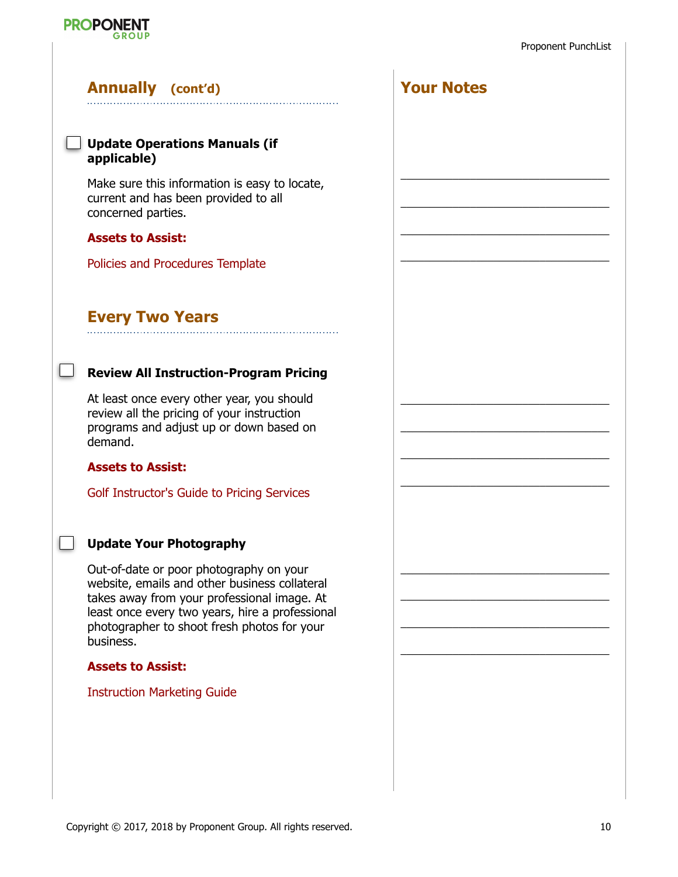## Annually (cont'd)

- [ ] **Update Operations Manuals (if applicable)**

Make sure this information is easy to locate, current and has been provided to all concerned parties.

**Assets to Assist:**

Policies and Procedures Template

## Every Two Years

- [ ] **Review All Instruction-Program Pricing**

At least once every other year, you should review all the pricing of your instruction programs and adjust up or down based on demand.

**Assets to Assist:**

Golf Instructor's Guide to Pricing Services

- [ ] **Update Your Photography**

Out-of-date or poor photography on your website, emails and other business collateral takes away from your professional image. At least once every two years, hire a professional photographer to shoot fresh photos for your business.

**Assets to Assist:**

Instruction Marketing Guide

## Your Notes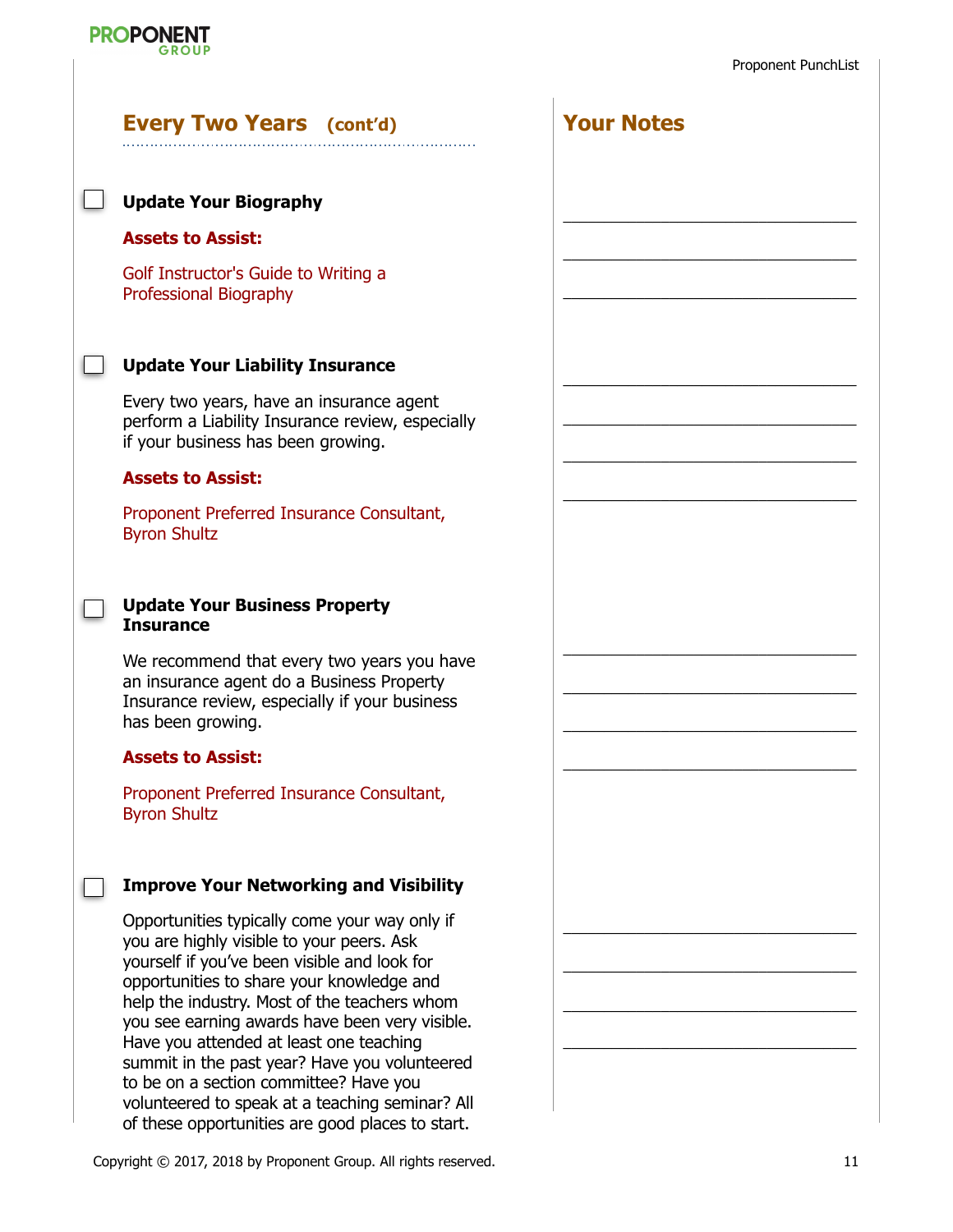## Every Two Years (cont'd)

- [ ] **Update Your Biography**

**Assets to Assist:**

Golf Instructor's Guide to Writing a Professional Biography

- [ ] **Update Your Liability Insurance**

Every two years, have an insurance agent perform a Liability Insurance review, especially if your business has been growing.

**Assets to Assist:**

Proponent Preferred Insurance Consultant, Byron Shultz

- [ ] **Update Your Business Property Insurance**

We recommend that every two years you have an insurance agent do a Business Property Insurance review, especially if your business has been growing.

**Assets to Assist:**

Proponent Preferred Insurance Consultant, Byron Shultz

- [ ] **Improve Your Networking and Visibility**

Opportunities typically come your way only if you are highly visible to your peers. Ask yourself if you've been visible and look for opportunities to share your knowledge and help the industry. Most of the teachers whom you see earning awards have been very visible. Have you attended at least one teaching summit in the past year? Have you volunteered to be on a section committee? Have you volunteered to speak at a teaching seminar? All of these opportunities are good places to start.

## Your Notes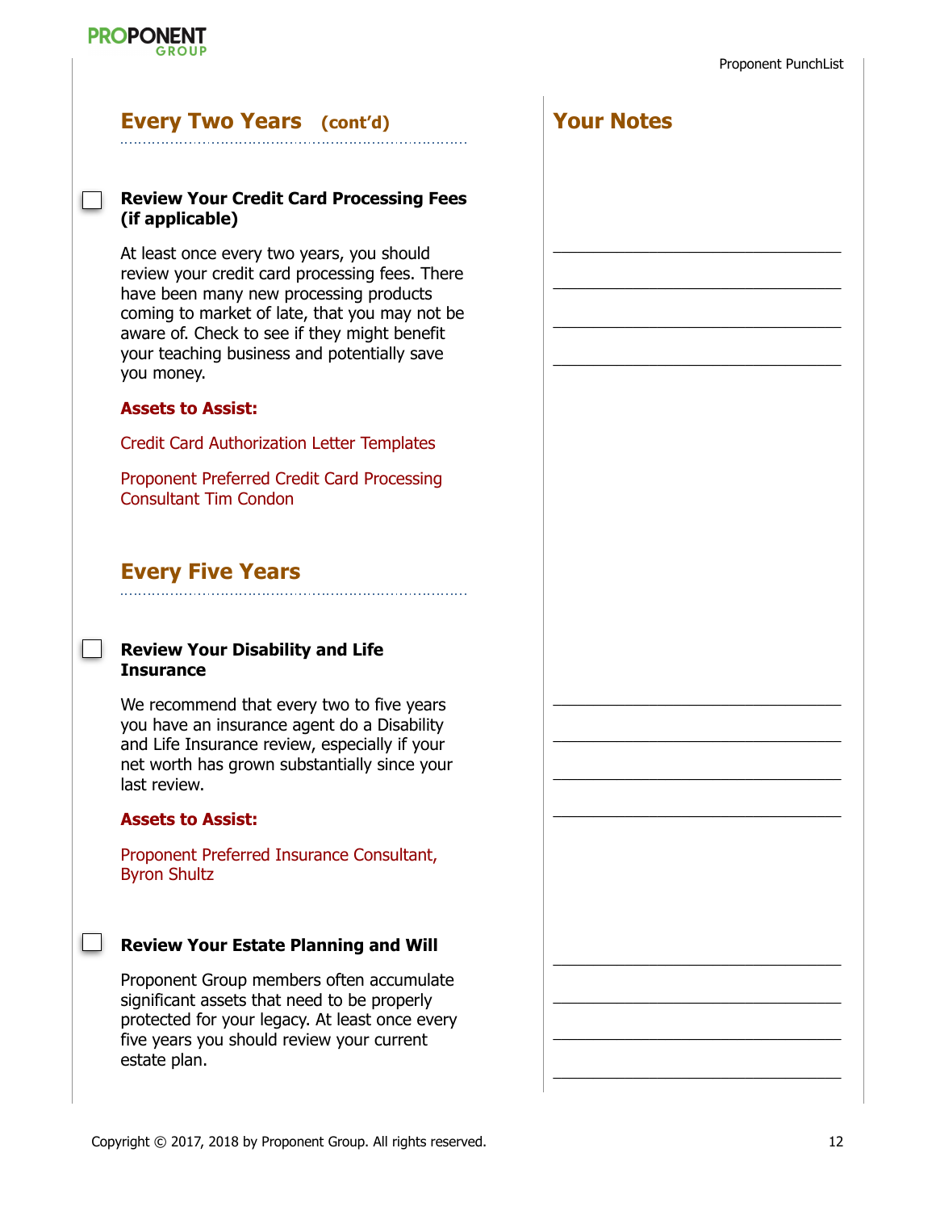## Every Two Years (cont'd)

- [ ] **Review Your Credit Card Processing Fees (if applicable)**

At least once every two years, you should review your credit card processing fees. There have been many new processing products coming to market of late, that you may not be aware of. Check to see if they might benefit your teaching business and potentially save you money.

**Assets to Assist:**

Credit Card Authorization Letter Templates

Proponent Preferred Credit Card Processing Consultant Tim Condon

## Every Five Years

- [ ] **Review Your Disability and Life Insurance**

We recommend that every two to five years you have an insurance agent do a Disability and Life Insurance review, especially if your net worth has grown substantially since your last review.

**Assets to Assist:**

Proponent Preferred Insurance Consultant, Byron Shultz

- [ ] **Review Your Estate Planning and Will**

Proponent Group members often accumulate significant assets that need to be properly protected for your legacy. At least once every five years you should review your current estate plan.

## Your Notes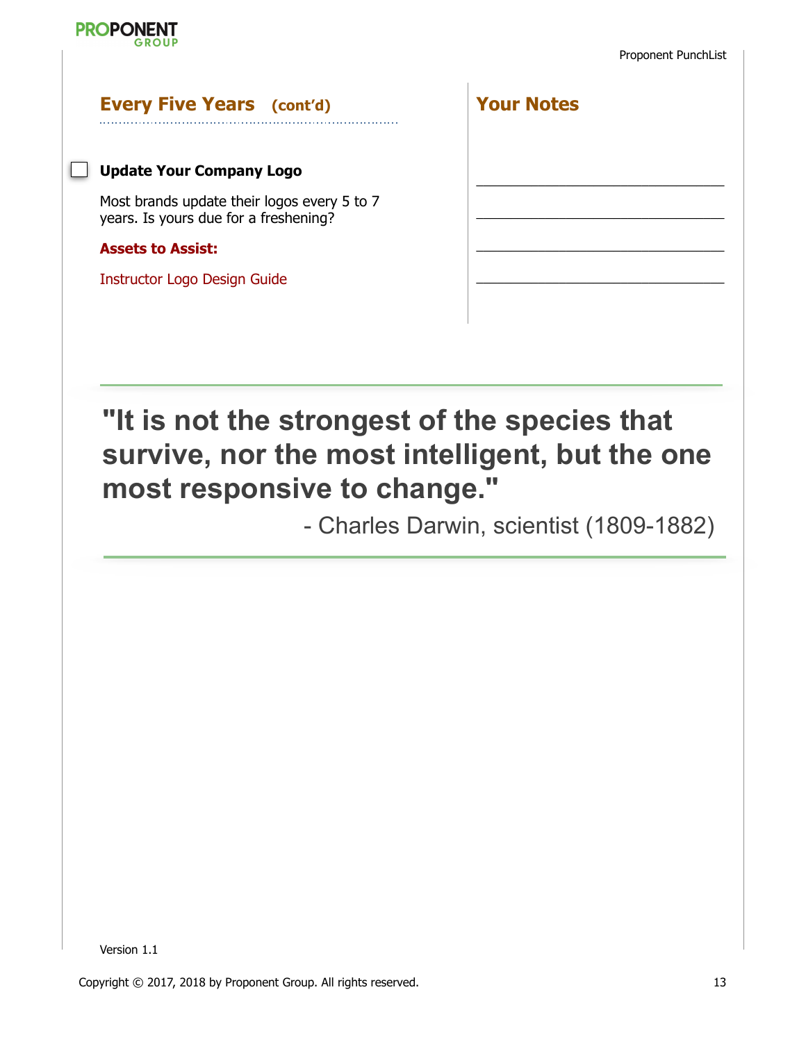## Every Five Years (cont'd)

☐ **Update Your Company Logo**

Most brands update their logos every 5 to 7 years. Is yours due for a freshening?

**Assets to Assist:**

Instructor Logo Design Guide

## Your Notes

\_\_\_\_\_\_\_\_\_\_\_\_\_\_\_\_\_\_\_\_\_\_\_\_\_\_\_\_\_\_\_\_

\_\_\_\_\_\_\_\_\_\_\_\_\_\_\_\_\_\_\_\_\_\_\_\_\_\_\_\_\_\_\_\_

\_\_\_\_\_\_\_\_\_\_\_\_\_\_\_\_\_\_\_\_\_\_\_\_\_\_\_\_\_\_\_\_

\_\_\_\_\_\_\_\_\_\_\_\_\_\_\_\_\_\_\_\_\_\_\_\_\_\_\_\_\_\_\_\_

---

**"It is not the strongest of the species that survive, nor the most intelligent, but the one most responsive to change."**

- Charles Darwin, scientist (1809-1882)

---

Version 1.1

Copyright © 2017, 2018 by Proponent Group. All rights reserved.